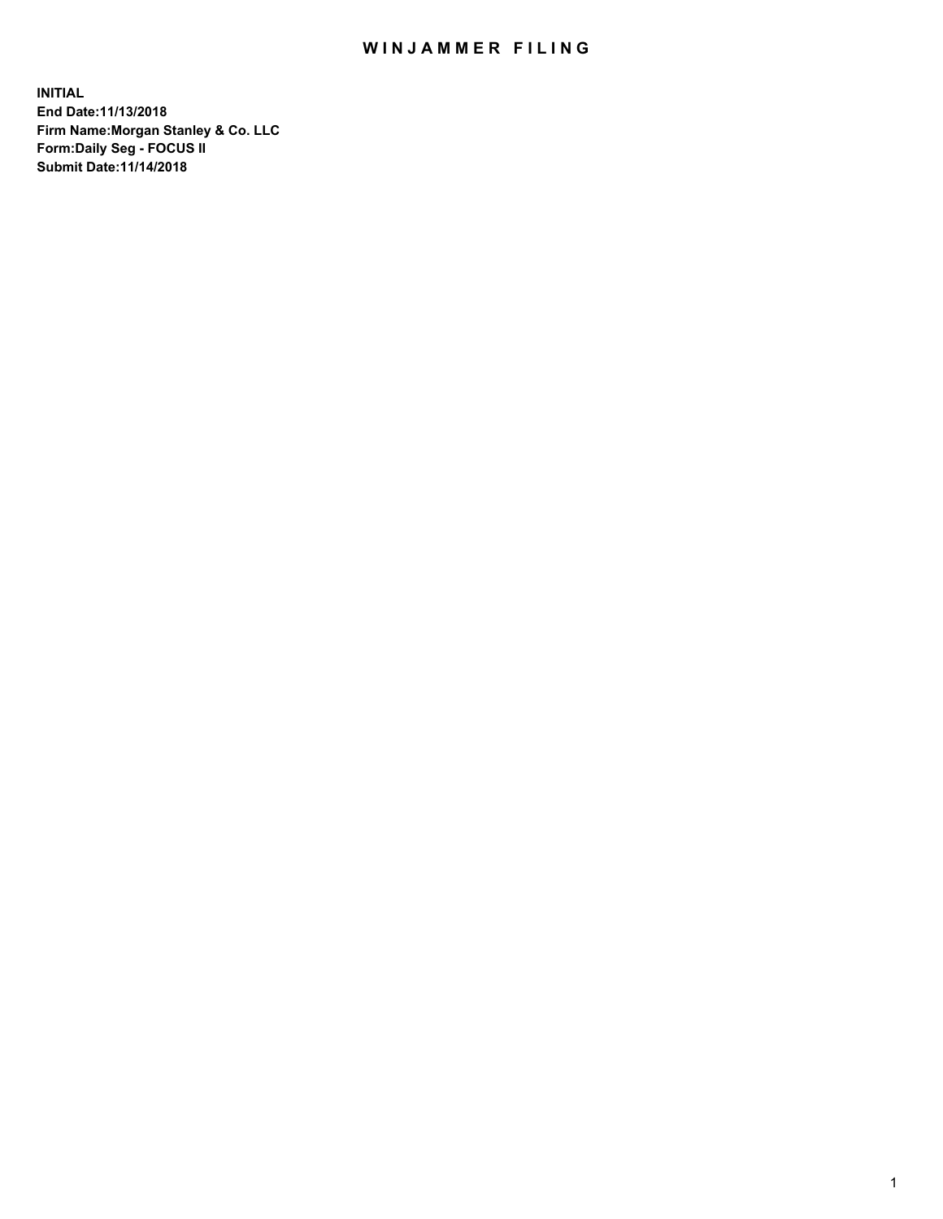# WINJAMMER FILING

**INITIAL**
**End Date:11/13/2018**
**Firm Name:Morgan Stanley & Co. LLC**
**Form:Daily Seg - FOCUS II**
**Submit Date:11/14/2018**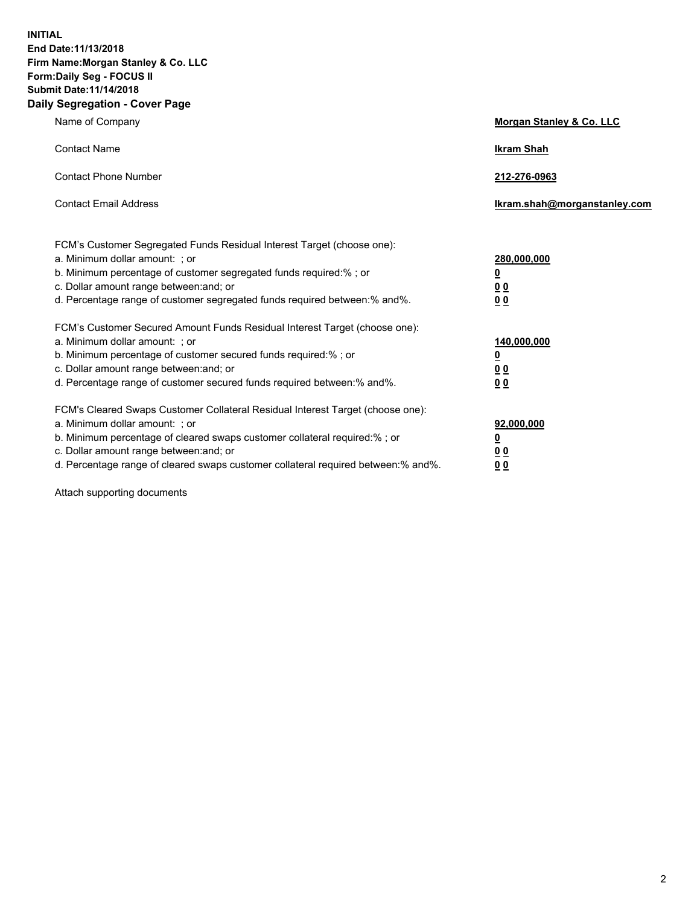**INITIAL**
**End Date:11/13/2018**
**Firm Name:Morgan Stanley & Co. LLC**
**Form:Daily Seg - FOCUS II**
**Submit Date:11/14/2018**
**Daily Segregation - Cover Page**

| | |
|---|---|
| Name of Company | **Morgan Stanley & Co. LLC** |
| Contact Name | **Ikram Shah** |
| Contact Phone Number | **212-276-0963** |
| Contact Email Address | **Ikram.shah@morganstanley.com** |

| | |
|---|---|
| FCM's Customer Segregated Funds Residual Interest Target (choose one): | |
| a. Minimum dollar amount: ; or | **280,000,000** |
| b. Minimum percentage of customer segregated funds required:% ; or | **0** |
| c. Dollar amount range between:and; or | **0 0** |
| d. Percentage range of customer segregated funds required between:% and%. | **0 0** |
| FCM's Customer Secured Amount Funds Residual Interest Target (choose one): | |
| a. Minimum dollar amount: ; or | **140,000,000** |
| b. Minimum percentage of customer secured funds required:% ; or | **0** |
| c. Dollar amount range between:and; or | **0 0** |
| d. Percentage range of customer secured funds required between:% and%. | **0 0** |
| FCM's Cleared Swaps Customer Collateral Residual Interest Target (choose one): | |
| a. Minimum dollar amount: ; or | **92,000,000** |
| b. Minimum percentage of cleared swaps customer collateral required:% ; or | **0** |
| c. Dollar amount range between:and; or | **0 0** |
| d. Percentage range of cleared swaps customer collateral required between:% and%. | **0 0** |

Attach supporting documents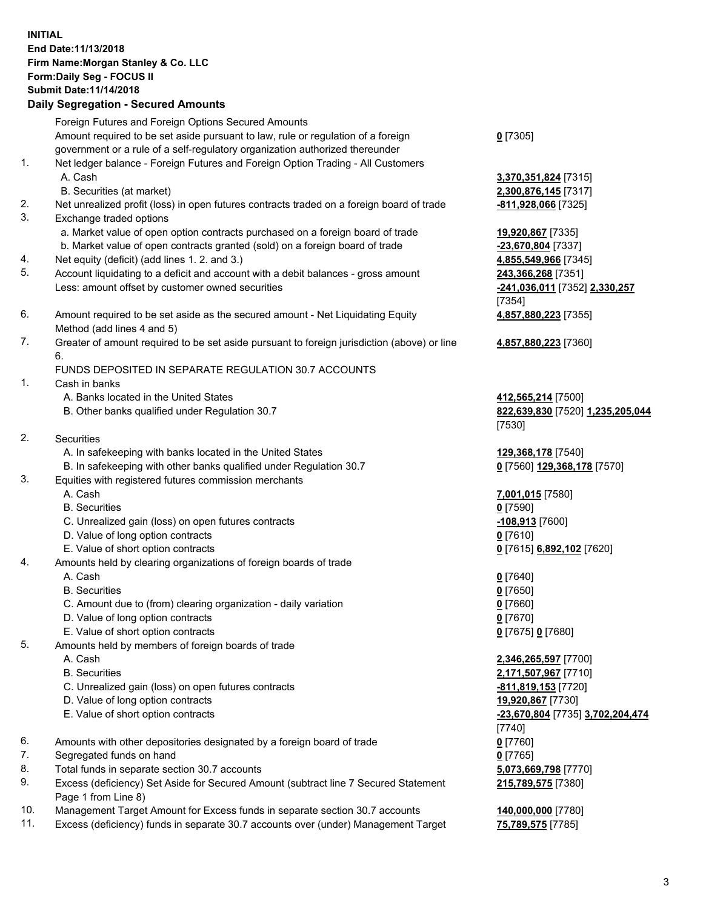**INITIAL**
**End Date:11/13/2018**
**Firm Name:Morgan Stanley & Co. LLC**
**Form:Daily Seg - FOCUS II**
**Submit Date:11/14/2018**

## Daily Segregation - Secured Amounts

| | | |
|---|---|---|
| | Foreign Futures and Foreign Options Secured Amounts | |
| | Amount required to be set aside pursuant to law, rule or regulation of a foreign government or a rule of a self-regulatory organization authorized thereunder | **0** [7305] |
| 1. | Net ledger balance - Foreign Futures and Foreign Option Trading - All Customers | |
| | A. Cash | **3,370,351,824** [7315] |
| | B. Securities (at market) | **2,300,876,145** [7317] |
| 2. | Net unrealized profit (loss) in open futures contracts traded on a foreign board of trade | **-811,928,066** [7325] |
| 3. | Exchange traded options | |
| | a. Market value of open option contracts purchased on a foreign board of trade | **19,920,867** [7335] |
| | b. Market value of open contracts granted (sold) on a foreign board of trade | **-23,670,804** [7337] |
| 4. | Net equity (deficit) (add lines 1. 2. and 3.) | **4,855,549,966** [7345] |
| 5. | Account liquidating to a deficit and account with a debit balances - gross amount | **243,366,268** [7351] |
| | Less: amount offset by customer owned securities | **-241,036,011** [7352] **2,330,257** [7354] |
| 6. | Amount required to be set aside as the secured amount - Net Liquidating Equity Method (add lines 4 and 5) | **4,857,880,223** [7355] |
| 7. | Greater of amount required to be set aside pursuant to foreign jurisdiction (above) or line 6. | **4,857,880,223** [7360] |
| | FUNDS DEPOSITED IN SEPARATE REGULATION 30.7 ACCOUNTS | |
| 1. | Cash in banks | |
| | A. Banks located in the United States | **412,565,214** [7500] |
| | B. Other banks qualified under Regulation 30.7 | **822,639,830** [7520] **1,235,205,044** [7530] |
| 2. | Securities | |
| | A. In safekeeping with banks located in the United States | **129,368,178** [7540] |
| | B. In safekeeping with other banks qualified under Regulation 30.7 | **0** [7560] **129,368,178** [7570] |
| 3. | Equities with registered futures commission merchants | |
| | A. Cash | **7,001,015** [7580] |
| | B. Securities | **0** [7590] |
| | C. Unrealized gain (loss) on open futures contracts | **-108,913** [7600] |
| | D. Value of long option contracts | **0** [7610] |
| | E. Value of short option contracts | **0** [7615] **6,892,102** [7620] |
| 4. | Amounts held by clearing organizations of foreign boards of trade | |
| | A. Cash | **0** [7640] |
| | B. Securities | **0** [7650] |
| | C. Amount due to (from) clearing organization - daily variation | **0** [7660] |
| | D. Value of long option contracts | **0** [7670] |
| | E. Value of short option contracts | **0** [7675] **0** [7680] |
| 5. | Amounts held by members of foreign boards of trade | |
| | A. Cash | **2,346,265,597** [7700] |
| | B. Securities | **2,171,507,967** [7710] |
| | C. Unrealized gain (loss) on open futures contracts | **-811,819,153** [7720] |
| | D. Value of long option contracts | **19,920,867** [7730] |
| | E. Value of short option contracts | **-23,670,804** [7735] **3,702,204,474** [7740] |
| 6. | Amounts with other depositories designated by a foreign board of trade | **0** [7760] |
| 7. | Segregated funds on hand | **0** [7765] |
| 8. | Total funds in separate section 30.7 accounts | **5,073,669,798** [7770] |
| 9. | Excess (deficiency) Set Aside for Secured Amount (subtract line 7 Secured Statement Page 1 from Line 8) | **215,789,575** [7380] |
| 10. | Management Target Amount for Excess funds in separate section 30.7 accounts | **140,000,000** [7780] |
| 11. | Excess (deficiency) funds in separate 30.7 accounts over (under) Management Target | **75,789,575** [7785] |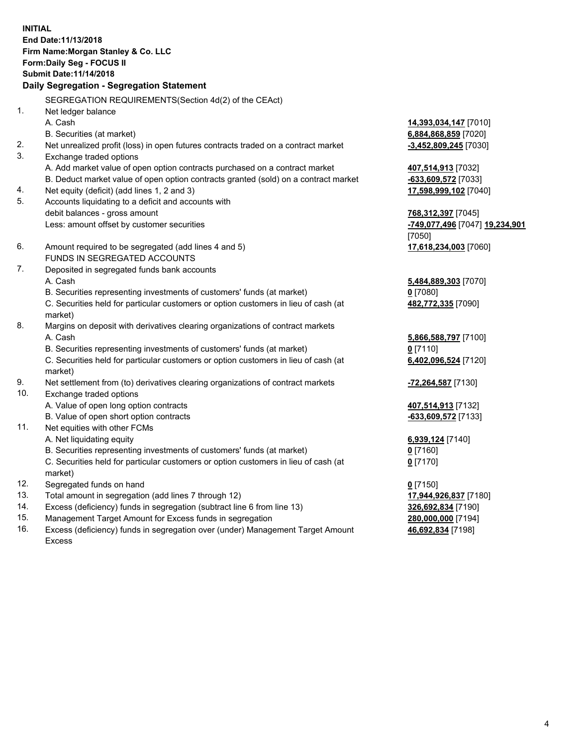**INITIAL**
**End Date:11/13/2018**
**Firm Name:Morgan Stanley & Co. LLC**
**Form:Daily Seg - FOCUS II**
**Submit Date:11/14/2018**
**Daily Segregation - Segregation Statement**

SEGREGATION REQUIREMENTS(Section 4d(2) of the CEAct)

| | | |
|---|---|---|
| 1. | Net ledger balance | |
| | A. Cash | **14,393,034,147** [7010] |
| | B. Securities (at market) | **6,884,868,859** [7020] |
| 2. | Net unrealized profit (loss) in open futures contracts traded on a contract market | **-3,452,809,245** [7030] |
| 3. | Exchange traded options | |
| | A. Add market value of open option contracts purchased on a contract market | **407,514,913** [7032] |
| | B. Deduct market value of open option contracts granted (sold) on a contract market | **-633,609,572** [7033] |
| 4. | Net equity (deficit) (add lines 1, 2 and 3) | **17,598,999,102** [7040] |
| 5. | Accounts liquidating to a deficit and accounts with debit balances - gross amount | **768,312,397** [7045] |
| | Less: amount offset by customer securities | **-749,077,496** [7047] **19,234,901** [7050] |
| 6. | Amount required to be segregated (add lines 4 and 5) | **17,618,234,003** [7060] |
| | FUNDS IN SEGREGATED ACCOUNTS | |
| 7. | Deposited in segregated funds bank accounts | |
| | A. Cash | **5,484,889,303** [7070] |
| | B. Securities representing investments of customers' funds (at market) | **0** [7080] |
| | C. Securities held for particular customers or option customers in lieu of cash (at market) | **482,772,335** [7090] |
| 8. | Margins on deposit with derivatives clearing organizations of contract markets | |
| | A. Cash | **5,866,588,797** [7100] |
| | B. Securities representing investments of customers' funds (at market) | **0** [7110] |
| | C. Securities held for particular customers or option customers in lieu of cash (at market) | **6,402,096,524** [7120] |
| 9. | Net settlement from (to) derivatives clearing organizations of contract markets | **-72,264,587** [7130] |
| 10. | Exchange traded options | |
| | A. Value of open long option contracts | **407,514,913** [7132] |
| | B. Value of open short option contracts | **-633,609,572** [7133] |
| 11. | Net equities with other FCMs | |
| | A. Net liquidating equity | **6,939,124** [7140] |
| | B. Securities representing investments of customers' funds (at market) | **0** [7160] |
| | C. Securities held for particular customers or option customers in lieu of cash (at market) | **0** [7170] |
| 12. | Segregated funds on hand | **0** [7150] |
| 13. | Total amount in segregation (add lines 7 through 12) | **17,944,926,837** [7180] |
| 14. | Excess (deficiency) funds in segregation (subtract line 6 from line 13) | **326,692,834** [7190] |
| 15. | Management Target Amount for Excess funds in segregation | **280,000,000** [7194] |
| 16. | Excess (deficiency) funds in segregation over (under) Management Target Amount Excess | **46,692,834** [7198] |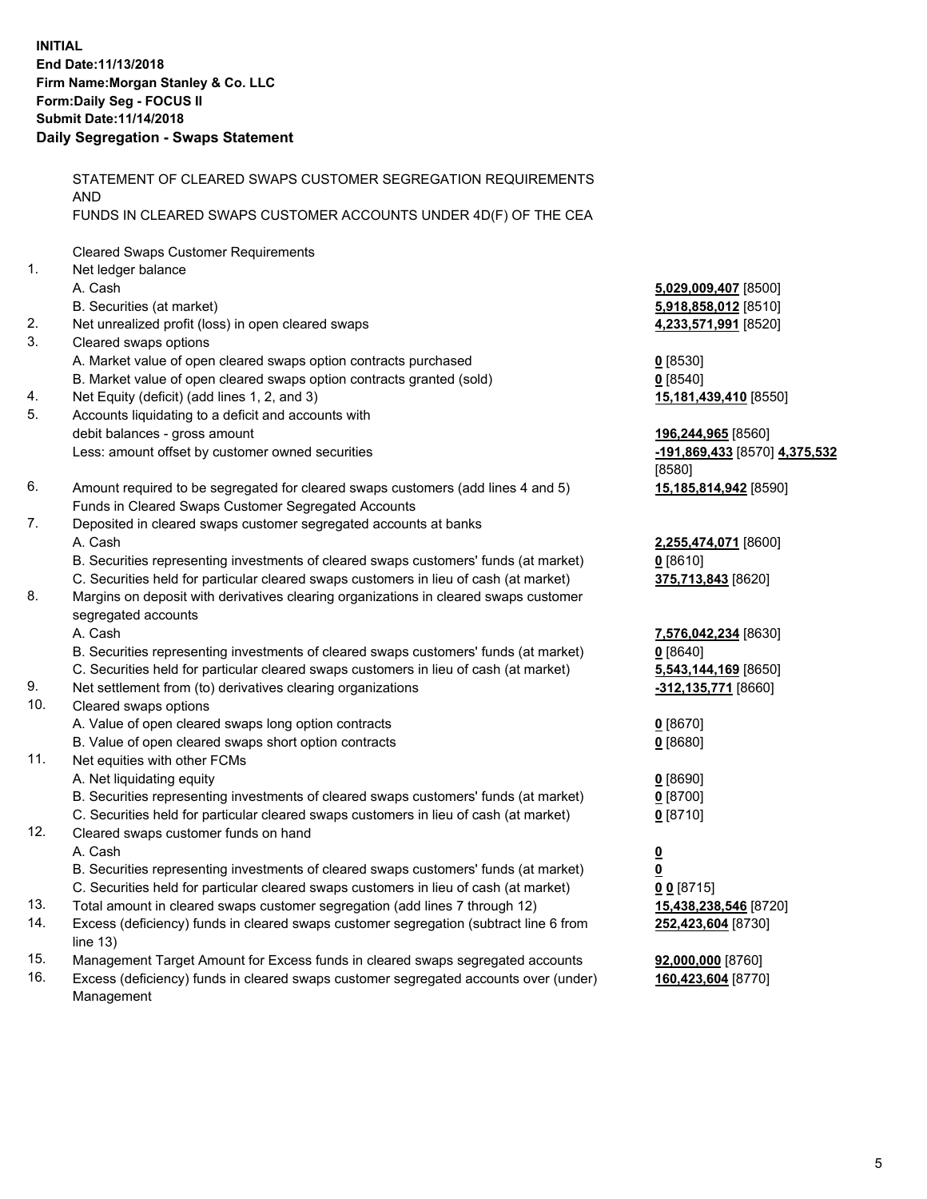**INITIAL**
**End Date:11/13/2018**
**Firm Name:Morgan Stanley & Co. LLC**
**Form:Daily Seg - FOCUS II**
**Submit Date:11/14/2018**
**Daily Segregation - Swaps Statement**

STATEMENT OF CLEARED SWAPS CUSTOMER SEGREGATION REQUIREMENTS AND FUNDS IN CLEARED SWAPS CUSTOMER ACCOUNTS UNDER 4D(F) OF THE CEA

| | | |
|---|---|---|
| | Cleared Swaps Customer Requirements | |
| 1. | Net ledger balance | |
| | A. Cash | **5,029,009,407** [8500] |
| | B. Securities (at market) | **5,918,858,012** [8510] |
| 2. | Net unrealized profit (loss) in open cleared swaps | **4,233,571,991** [8520] |
| 3. | Cleared swaps options | |
| | A. Market value of open cleared swaps option contracts purchased | **0** [8530] |
| | B. Market value of open cleared swaps option contracts granted (sold) | **0** [8540] |
| 4. | Net Equity (deficit) (add lines 1, 2, and 3) | **15,181,439,410** [8550] |
| 5. | Accounts liquidating to a deficit and accounts with debit balances - gross amount | **196,244,965** [8560] |
| | Less: amount offset by customer owned securities | **-191,869,433** [8570] **4,375,532** [8580] |
| 6. | Amount required to be segregated for cleared swaps customers (add lines 4 and 5) | **15,185,814,942** [8590] |
| | Funds in Cleared Swaps Customer Segregated Accounts | |
| 7. | Deposited in cleared swaps customer segregated accounts at banks | |
| | A. Cash | **2,255,474,071** [8600] |
| | B. Securities representing investments of cleared swaps customers' funds (at market) | **0** [8610] |
| | C. Securities held for particular cleared swaps customers in lieu of cash (at market) | **375,713,843** [8620] |
| 8. | Margins on deposit with derivatives clearing organizations in cleared swaps customer segregated accounts | |
| | A. Cash | **7,576,042,234** [8630] |
| | B. Securities representing investments of cleared swaps customers' funds (at market) | **0** [8640] |
| | C. Securities held for particular cleared swaps customers in lieu of cash (at market) | **5,543,144,169** [8650] |
| 9. | Net settlement from (to) derivatives clearing organizations | **-312,135,771** [8660] |
| 10. | Cleared swaps options | |
| | A. Value of open cleared swaps long option contracts | **0** [8670] |
| | B. Value of open cleared swaps short option contracts | **0** [8680] |
| 11. | Net equities with other FCMs | |
| | A. Net liquidating equity | **0** [8690] |
| | B. Securities representing investments of cleared swaps customers' funds (at market) | **0** [8700] |
| | C. Securities held for particular cleared swaps customers in lieu of cash (at market) | **0** [8710] |
| 12. | Cleared swaps customer funds on hand | |
| | A. Cash | **0** |
| | B. Securities representing investments of cleared swaps customers' funds (at market) | **0** |
| | C. Securities held for particular cleared swaps customers in lieu of cash (at market) | **0** **0** [8715] |
| 13. | Total amount in cleared swaps customer segregation (add lines 7 through 12) | **15,438,238,546** [8720] |
| 14. | Excess (deficiency) funds in cleared swaps customer segregation (subtract line 6 from line 13) | **252,423,604** [8730] |
| 15. | Management Target Amount for Excess funds in cleared swaps segregated accounts | **92,000,000** [8760] |
| 16. | Excess (deficiency) funds in cleared swaps customer segregated accounts over (under) Management | **160,423,604** [8770] |